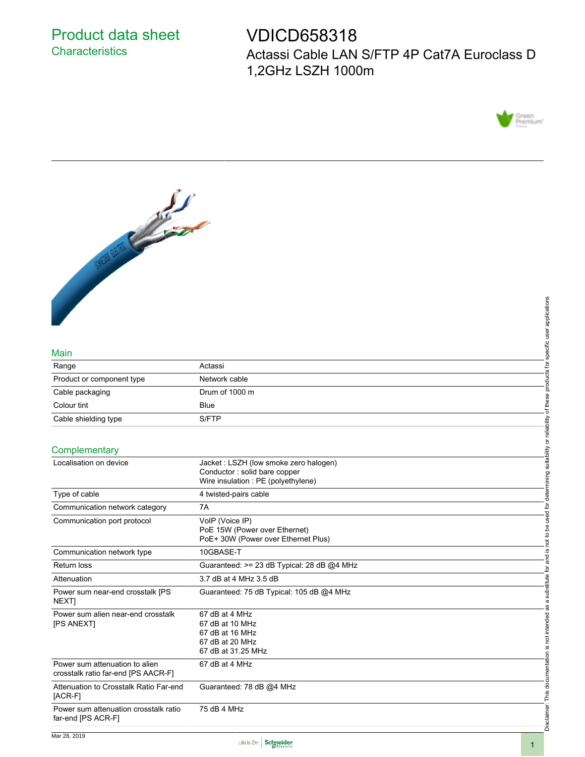# Product data sheet

## Characteristics

# VDICD658318

Actassi Cable LAN S/FTP 4P Cat7A Euroclass D 1,2GHz LSZH 1000m

## Main

| | |
|---|---|
| Range | Actassi |
| Product or component type | Network cable |
| Cable packaging | Drum of 1000 m |
| Colour tint | Blue |
| Cable shielding type | S/FTP |

## Complementary

| | |
|---|---|
| Localisation on device | Jacket : LSZH (low smoke zero halogen)<br>Conductor : solid bare copper<br>Wire insulation : PE (polyethylene) |
| Type of cable | 4 twisted-pairs cable |
| Communication network category | 7A |
| Communication port protocol | VoIP (Voice IP)<br>PoE 15W (Power over Ethernet)<br>PoE+ 30W (Power over Ethernet Plus) |
| Communication network type | 10GBASE-T |
| Return loss | Guaranteed: >= 23 dB Typical: 28 dB @4 MHz |
| Attenuation | 3.7 dB at 4 MHz 3.5 dB |
| Power sum near-end crosstalk [PS NEXT] | Guaranteed: 75 dB Typical: 105 dB @4 MHz |
| Power sum alien near-end crosstalk [PS ANEXT] | 67 dB at 4 MHz<br>67 dB at 10 MHz<br>67 dB at 16 MHz<br>67 dB at 20 MHz<br>67 dB at 31.25 MHz |
| Power sum attenuation to alien crosstalk ratio far-end [PS AACR-F] | 67 dB at 4 MHz |
| Attenuation to Crosstalk Ratio Far-end [ACR-F] | Guaranteed: 78 dB @4 MHz |
| Power sum attenuation crosstalk ratio far-end [PS ACR-F] | 75 dB 4 MHz |

Mar 28, 2019

Disclaimer: This documentation is not intended as a substitute for and is not to be used for determining suitability or reliability of these products for specific user applications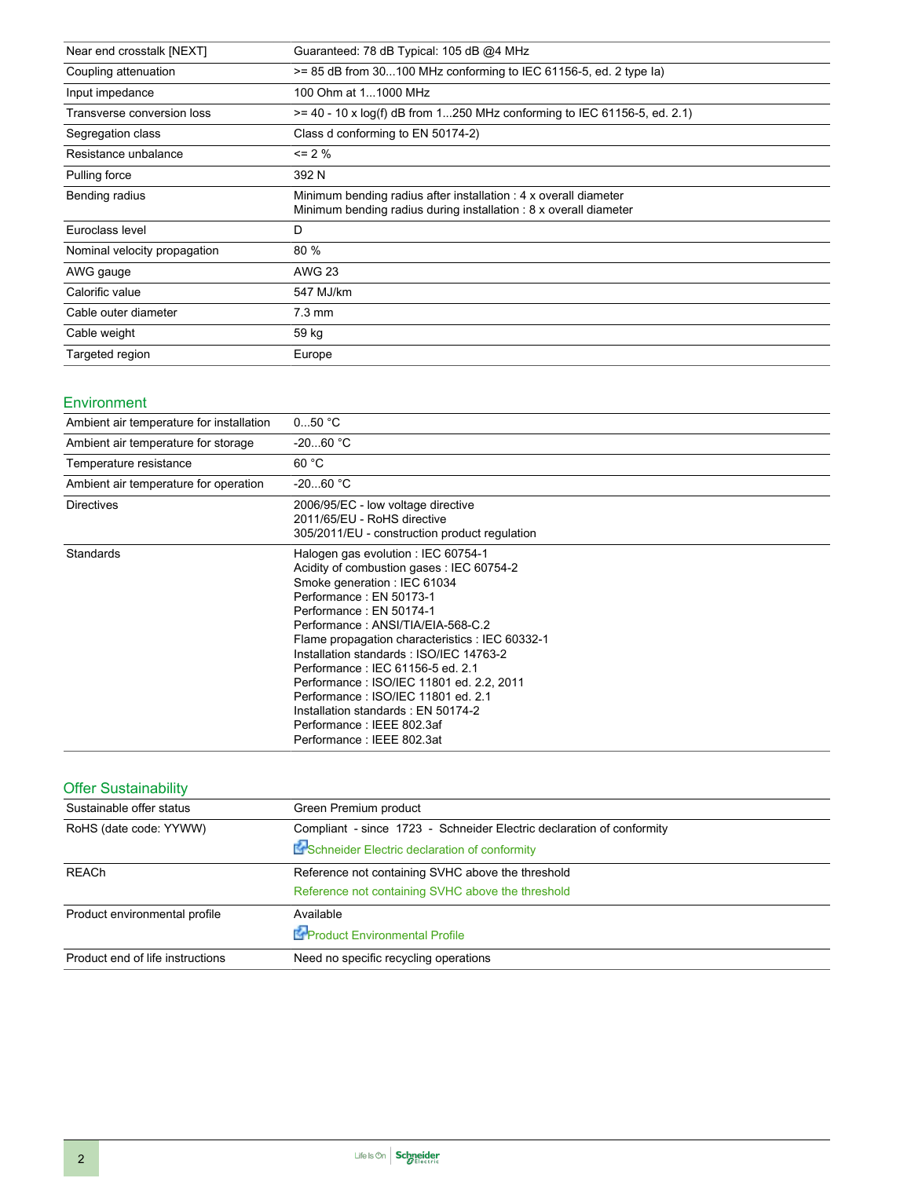| | |
|---|---|
| Near end crosstalk [NEXT] | Guaranteed: 78 dB Typical: 105 dB @4 MHz |
| Coupling attenuation | >= 85 dB from 30...100 MHz conforming to IEC 61156-5, ed. 2 type Ia) |
| Input impedance | 100 Ohm at 1...1000 MHz |
| Transverse conversion loss | >= 40 - 10 x log(f) dB from 1...250 MHz conforming to IEC 61156-5, ed. 2.1) |
| Segregation class | Class d conforming to EN 50174-2) |
| Resistance unbalance | <= 2 % |
| Pulling force | 392 N |
| Bending radius | Minimum bending radius after installation : 4 x overall diameter<br>Minimum bending radius during installation : 8 x overall diameter |
| Euroclass level | D |
| Nominal velocity propagation | 80 % |
| AWG gauge | AWG 23 |
| Calorific value | 547 MJ/km |
| Cable outer diameter | 7.3 mm |
| Cable weight | 59 kg |
| Targeted region | Europe |

## Environment

| | |
|---|---|
| Ambient air temperature for installation | 0...50 °C |
| Ambient air temperature for storage | -20...60 °C |
| Temperature resistance | 60 °C |
| Ambient air temperature for operation | -20...60 °C |
| Directives | 2006/95/EC - low voltage directive<br>2011/65/EU - RoHS directive<br>305/2011/EU - construction product regulation |
| Standards | Halogen gas evolution : IEC 60754-1<br>Acidity of combustion gases : IEC 60754-2<br>Smoke generation : IEC 61034<br>Performance : EN 50173-1<br>Performance : EN 50174-1<br>Performance : ANSI/TIA/EIA-568-C.2<br>Flame propagation characteristics : IEC 60332-1<br>Installation standards : ISO/IEC 14763-2<br>Performance : IEC 61156-5 ed. 2.1<br>Performance : ISO/IEC 11801 ed. 2.2, 2011<br>Performance : ISO/IEC 11801 ed. 2.1<br>Installation standards : EN 50174-2<br>Performance : IEEE 802.3af<br>Performance : IEEE 802.3at |

## Offer Sustainability

| | |
|---|---|
| Sustainable offer status | Green Premium product |
| RoHS (date code: YYWW) | Compliant - since 1723 - Schneider Electric declaration of conformity<br>Schneider Electric declaration of conformity |
| REACh | Reference not containing SVHC above the threshold<br>Reference not containing SVHC above the threshold |
| Product environmental profile | Available<br>Product Environmental Profile |
| Product end of life instructions | Need no specific recycling operations |